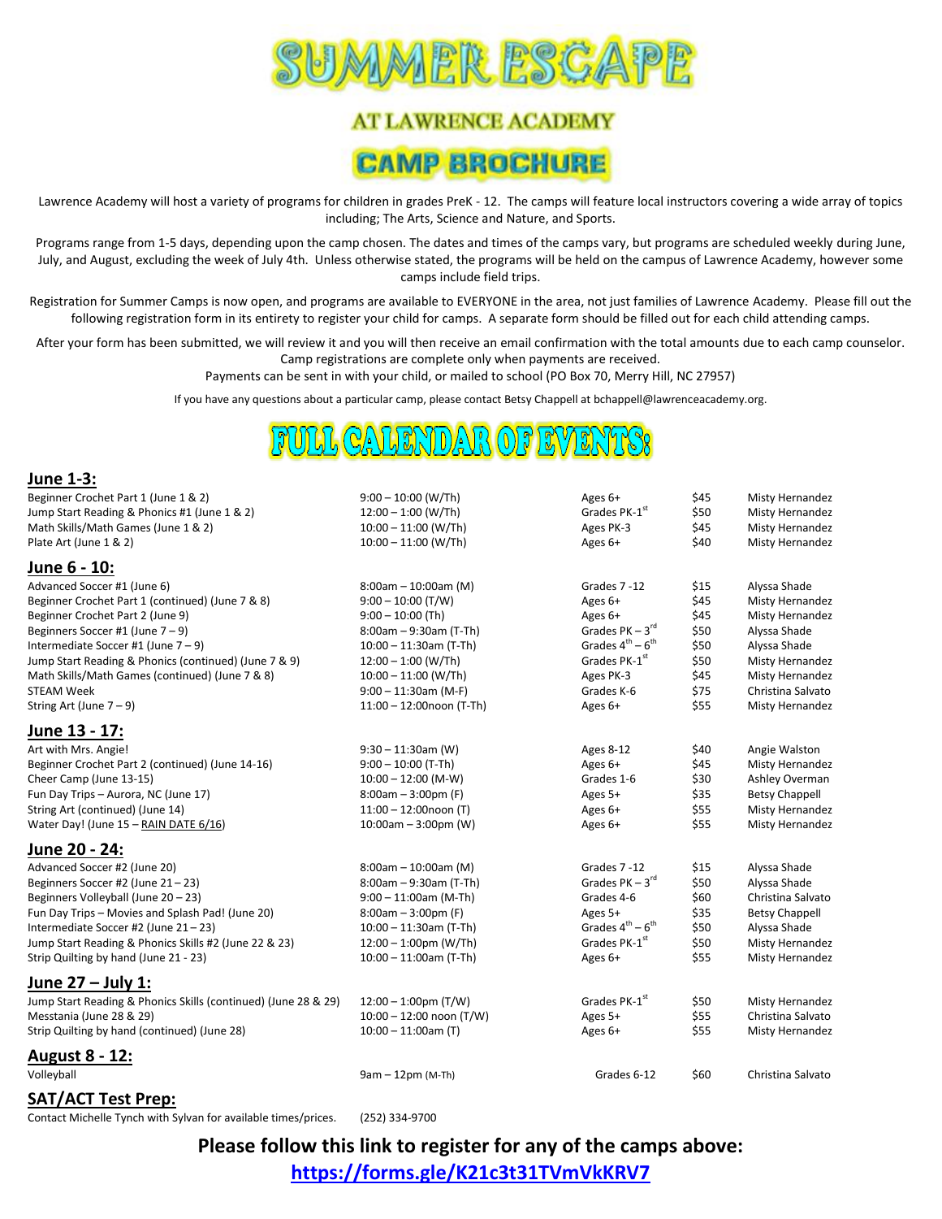# SUMMER ESCAPE

## AT LAWRENCE ACADEMY

## CAMP BROCHURE

Lawrence Academy will host a variety of programs for children in grades PreK - 12. The camps will feature local instructors covering a wide array of topics including; The Arts, Science and Nature, and Sports.

Programs range from 1-5 days, depending upon the camp chosen. The dates and times of the camps vary, but programs are scheduled weekly during June, July, and August, excluding the week of July 4th. Unless otherwise stated, the programs will be held on the campus of Lawrence Academy, however some camps include field trips.

Registration for Summer Camps is now open, and programs are available to EVERYONE in the area, not just families of Lawrence Academy. Please fill out the following registration form in its entirety to register your child for camps. A separate form should be filled out for each child attending camps.

After your form has been submitted, we will review it and you will then receive an email confirmation with the total amounts due to each camp counselor. Camp registrations are complete only when payments are received.

Payments can be sent in with your child, or mailed to school (PO Box 70, Merry Hill, NC 27957)

If you have any questions about a particular camp, please contact Betsy Chappell at bchappell@lawrenceacademy.org.

## FULL CALENDAR OF EVENTS:

### June 1-3:

| Camp | Time | Ages/Grades | Price | Instructor |
|---|---|---|---|---|
| Beginner Crochet Part 1 (June 1 & 2) | 9:00 – 10:00 (W/Th) | Ages 6+ | $45 | Misty Hernandez |
| Jump Start Reading & Phonics #1 (June 1 & 2) | 12:00 – 1:00 (W/Th) | Grades PK-1st | $50 | Misty Hernandez |
| Math Skills/Math Games (June 1 & 2) | 10:00 – 11:00 (W/Th) | Ages PK-3 | $45 | Misty Hernandez |
| Plate Art (June 1 & 2) | 10:00 – 11:00 (W/Th) | Ages 6+ | $40 | Misty Hernandez |

### June 6 - 10:

| Camp | Time | Ages/Grades | Price | Instructor |
|---|---|---|---|---|
| Advanced Soccer #1 (June 6) | 8:00am – 10:00am (M) | Grades 7 -12 | $15 | Alyssa Shade |
| Beginner Crochet Part 1 (continued) (June 7 & 8) | 9:00 – 10:00 (T/W) | Ages 6+ | $45 | Misty Hernandez |
| Beginner Crochet Part 2 (June 9) | 9:00 – 10:00 (Th) | Ages 6+ | $45 | Misty Hernandez |
| Beginners Soccer #1 (June 7 – 9) | 8:00am – 9:30am (T-Th) | Grades PK – 3rd | $50 | Alyssa Shade |
| Intermediate Soccer #1 (June 7 – 9) | 10:00 – 11:30am (T-Th) | Grades 4th – 6th | $50 | Alyssa Shade |
| Jump Start Reading & Phonics (continued) (June 7 & 9) | 12:00 – 1:00 (W/Th) | Grades PK-1st | $50 | Misty Hernandez |
| Math Skills/Math Games (continued) (June 7 & 8) | 10:00 – 11:00 (W/Th) | Ages PK-3 | $45 | Misty Hernandez |
| STEAM Week | 9:00 – 11:30am (M-F) | Grades K-6 | $75 | Christina Salvato |
| String Art (June 7 – 9) | 11:00 – 12:00noon (T-Th) | Ages 6+ | $55 | Misty Hernandez |

### June 13 - 17:

| Camp | Time | Ages/Grades | Price | Instructor |
|---|---|---|---|---|
| Art with Mrs. Angie! | 9:30 – 11:30am (W) | Ages 8-12 | $40 | Angie Walston |
| Beginner Crochet Part 2 (continued) (June 14-16) | 9:00 – 10:00 (T-Th) | Ages 6+ | $45 | Misty Hernandez |
| Cheer Camp (June 13-15) | 10:00 – 12:00 (M-W) | Grades 1-6 | $30 | Ashley Overman |
| Fun Day Trips – Aurora, NC (June 17) | 8:00am – 3:00pm (F) | Ages 5+ | $35 | Betsy Chappell |
| String Art (continued) (June 14) | 11:00 – 12:00noon (T) | Ages 6+ | $55 | Misty Hernandez |
| Water Day! (June 15 – RAIN DATE 6/16) | 10:00am – 3:00pm (W) | Ages 6+ | $55 | Misty Hernandez |

### June 20 - 24:

| Camp | Time | Ages/Grades | Price | Instructor |
|---|---|---|---|---|
| Advanced Soccer #2 (June 20) | 8:00am – 10:00am (M) | Grades 7 -12 | $15 | Alyssa Shade |
| Beginners Soccer #2 (June 21 – 23) | 8:00am – 9:30am (T-Th) | Grades PK – 3rd | $50 | Alyssa Shade |
| Beginners Volleyball (June 20 – 23) | 9:00 – 11:00am (M-Th) | Grades 4-6 | $60 | Christina Salvato |
| Fun Day Trips – Movies and Splash Pad! (June 20) | 8:00am – 3:00pm (F) | Ages 5+ | $35 | Betsy Chappell |
| Intermediate Soccer #2 (June 21 – 23) | 10:00 – 11:30am (T-Th) | Grades 4th – 6th | $50 | Alyssa Shade |
| Jump Start Reading & Phonics Skills #2 (June 22 & 23) | 12:00 – 1:00pm (W/Th) | Grades PK-1st | $50 | Misty Hernandez |
| Strip Quilting by hand (June 21 - 23) | 10:00 – 11:00am (T-Th) | Ages 6+ | $55 | Misty Hernandez |

### June 27 – July 1:

| Camp | Time | Ages/Grades | Price | Instructor |
|---|---|---|---|---|
| Jump Start Reading & Phonics Skills (continued) (June 28 & 29) | 12:00 – 1:00pm (T/W) | Grades PK-1st | $50 | Misty Hernandez |
| Messtania (June 28 & 29) | 10:00 – 12:00 noon (T/W) | Ages 5+ | $55 | Christina Salvato |
| Strip Quilting by hand (continued) (June 28) | 10:00 – 11:00am (T) | Ages 6+ | $55 | Misty Hernandez |

### August 8 - 12:

| Camp | Time | Ages/Grades | Price | Instructor |
|---|---|---|---|---|
| Volleyball | 9am – 12pm (M-Th) | Grades 6-12 | $60 | Christina Salvato |

### SAT/ACT Test Prep:

Contact Michelle Tynch with Sylvan for available times/prices. (252) 334-9700

**Please follow this link to register for any of the camps above:**

**https://forms.gle/K21c3t31TVmVkKRV7**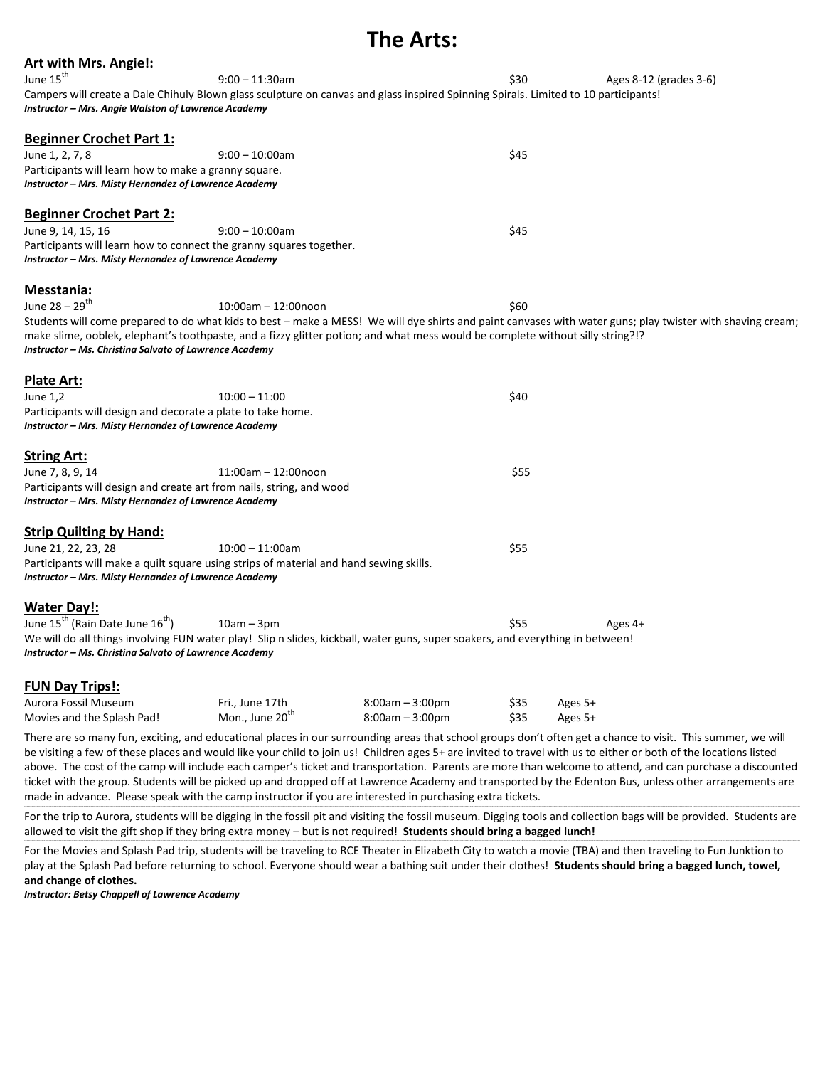# The Arts:

## Art with Mrs. Angie!:

June 15th &nbsp;&nbsp; 9:00 – 11:30am &nbsp;&nbsp; $30 &nbsp;&nbsp; Ages 8-12 (grades 3-6)

Campers will create a Dale Chihuly Blown glass sculpture on canvas and glass inspired Spinning Spirals. Limited to 10 participants!

***Instructor – Mrs. Angie Walston of Lawrence Academy***

## Beginner Crochet Part 1:

June 1, 2, 7, 8 &nbsp;&nbsp; 9:00 – 10:00am &nbsp;&nbsp; $45

Participants will learn how to make a granny square.

***Instructor – Mrs. Misty Hernandez of Lawrence Academy***

## Beginner Crochet Part 2:

June 9, 14, 15, 16 &nbsp;&nbsp; 9:00 – 10:00am &nbsp;&nbsp; $45

Participants will learn how to connect the granny squares together.

***Instructor – Mrs. Misty Hernandez of Lawrence Academy***

## Messtania:

June 28 – 29th &nbsp;&nbsp; 10:00am – 12:00noon &nbsp;&nbsp; $60

Students will come prepared to do what kids to best – make a MESS! We will dye shirts and paint canvases with water guns; play twister with shaving cream; make slime, ooblek, elephant's toothpaste, and a fizzy glitter potion; and what mess would be complete without silly string?!?

***Instructor – Ms. Christina Salvato of Lawrence Academy***

## Plate Art:

June 1,2 &nbsp;&nbsp; 10:00 – 11:00 &nbsp;&nbsp; $40

Participants will design and decorate a plate to take home.

***Instructor – Mrs. Misty Hernandez of Lawrence Academy***

## String Art:

June 7, 8, 9, 14 &nbsp;&nbsp; 11:00am – 12:00noon &nbsp;&nbsp; $55

Participants will design and create art from nails, string, and wood

***Instructor – Mrs. Misty Hernandez of Lawrence Academy***

## Strip Quilting by Hand:

June 21, 22, 23, 28 &nbsp;&nbsp; 10:00 – 11:00am &nbsp;&nbsp; $55

Participants will make a quilt square using strips of material and hand sewing skills.

***Instructor – Mrs. Misty Hernandez of Lawrence Academy***

## Water Day!:

June 15th (Rain Date June 16th) &nbsp;&nbsp; 10am – 3pm &nbsp;&nbsp; $55 &nbsp;&nbsp; Ages 4+

We will do all things involving FUN water play! Slip n slides, kickball, water guns, super soakers, and everything in between!

***Instructor – Ms. Christina Salvato of Lawrence Academy***

## FUN Day Trips!:

| | | | | |
|---|---|---|---|---|
| Aurora Fossil Museum | Fri., June 17th | 8:00am – 3:00pm | $35 | Ages 5+ |
| Movies and the Splash Pad! | Mon., June 20th | 8:00am – 3:00pm | $35 | Ages 5+ |

There are so many fun, exciting, and educational places in our surrounding areas that school groups don't often get a chance to visit. This summer, we will be visiting a few of these places and would like your child to join us! Children ages 5+ are invited to travel with us to either or both of the locations listed above. The cost of the camp will include each camper's ticket and transportation. Parents are more than welcome to attend, and can purchase a discounted ticket with the group. Students will be picked up and dropped off at Lawrence Academy and transported by the Edenton Bus, unless other arrangements are made in advance. Please speak with the camp instructor if you are interested in purchasing extra tickets.

For the trip to Aurora, students will be digging in the fossil pit and visiting the fossil museum. Digging tools and collection bags will be provided. Students are allowed to visit the gift shop if they bring extra money – but is not required! **Students should bring a bagged lunch!**

For the Movies and Splash Pad trip, students will be traveling to RCE Theater in Elizabeth City to watch a movie (TBA) and then traveling to Fun Junktion to play at the Splash Pad before returning to school. Everyone should wear a bathing suit under their clothes! **Students should bring a bagged lunch, towel, and change of clothes.**

***Instructor: Betsy Chappell of Lawrence Academy***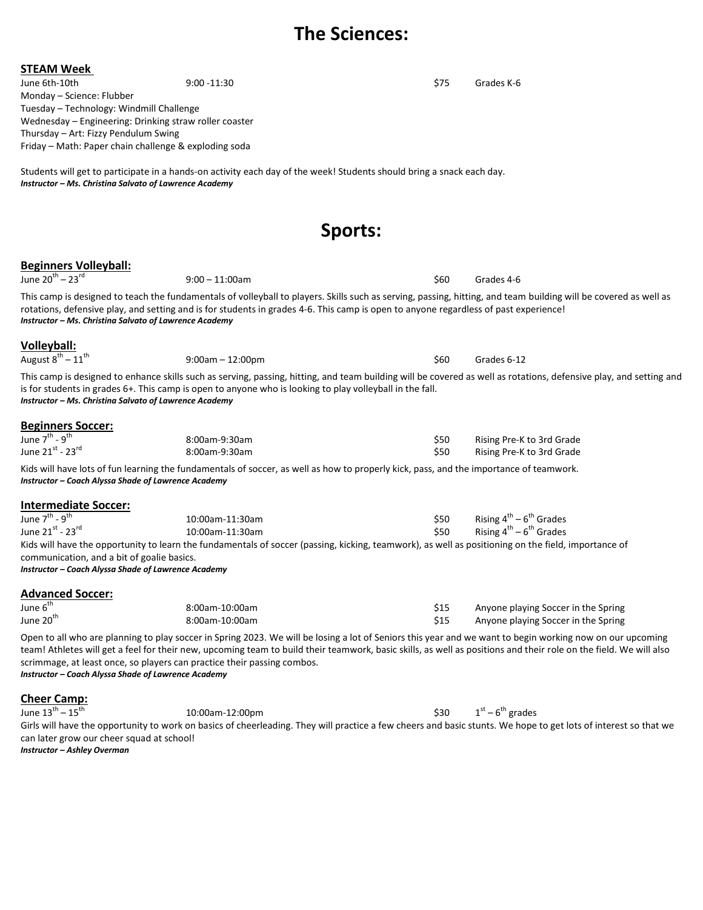# The Sciences:

**STEAM Week**

June 6th-10th 9:00 -11:30 $75 Grades K-6

Monday – Science: Flubber
Tuesday – Technology: Windmill Challenge
Wednesday – Engineering: Drinking straw roller coaster
Thursday – Art: Fizzy Pendulum Swing
Friday – Math: Paper chain challenge & exploding soda

Students will get to participate in a hands-on activity each day of the week! Students should bring a snack each day.
***Instructor – Ms. Christina Salvato of Lawrence Academy***

# Sports:

**Beginners Volleyball:**

June 20th – 23rd 9:00 – 11:00am $60 Grades 4-6

This camp is designed to teach the fundamentals of volleyball to players. Skills such as serving, passing, hitting, and team building will be covered as well as rotations, defensive play, and setting and is for students in grades 4-6. This camp is open to anyone regardless of past experience!
***Instructor – Ms. Christina Salvato of Lawrence Academy***

**Volleyball:**

August 8th – 11th 9:00am – 12:00pm $60 Grades 6-12

This camp is designed to enhance skills such as serving, passing, hitting, and team building will be covered as well as rotations, defensive play, and setting and is for students in grades 6+. This camp is open to anyone who is looking to play volleyball in the fall.
***Instructor – Ms. Christina Salvato of Lawrence Academy***

**Beginners Soccer:**

June 7th - 9th 8:00am-9:30am $50 Rising Pre-K to 3rd Grade
June 21st - 23rd 8:00am-9:30am $50 Rising Pre-K to 3rd Grade

Kids will have lots of fun learning the fundamentals of soccer, as well as how to properly kick, pass, and the importance of teamwork.
***Instructor – Coach Alyssa Shade of Lawrence Academy***

**Intermediate Soccer:**

June 7th - 9th 10:00am-11:30am $50 Rising 4th – 6th Grades
June 21st - 23rd 10:00am-11:30am $50 Rising 4th – 6th Grades

Kids will have the opportunity to learn the fundamentals of soccer (passing, kicking, teamwork), as well as positioning on the field, importance of communication, and a bit of goalie basics.
***Instructor – Coach Alyssa Shade of Lawrence Academy***

**Advanced Soccer:**

June 6th 8:00am-10:00am $15 Anyone playing Soccer in the Spring
June 20th 8:00am-10:00am $15 Anyone playing Soccer in the Spring

Open to all who are planning to play soccer in Spring 2023. We will be losing a lot of Seniors this year and we want to begin working now on our upcoming team! Athletes will get a feel for their new, upcoming team to build their teamwork, basic skills, as well as positions and their role on the field. We will also scrimmage, at least once, so players can practice their passing combos.
***Instructor – Coach Alyssa Shade of Lawrence Academy***

**Cheer Camp:**

June 13th – 15th 10:00am-12:00pm $30 1st – 6th grades

Girls will have the opportunity to work on basics of cheerleading. They will practice a few cheers and basic stunts. We hope to get lots of interest so that we can later grow our cheer squad at school!
***Instructor – Ashley Overman***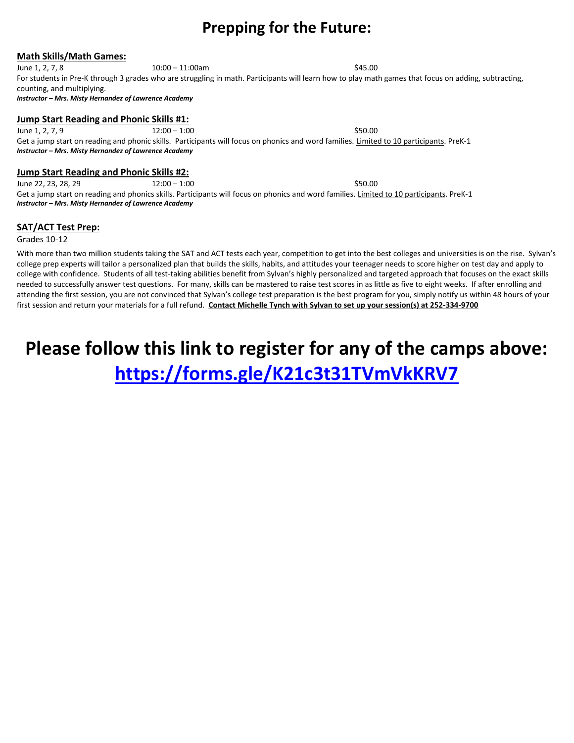# Prepping for the Future:

**Math Skills/Math Games:**

June 1, 2, 7, 8 10:00 – 11:00am $45.00

For students in Pre-K through 3 grades who are struggling in math. Participants will learn how to play math games that focus on adding, subtracting, counting, and multiplying.

***Instructor – Mrs. Misty Hernandez of Lawrence Academy***

**Jump Start Reading and Phonic Skills #1:**

June 1, 2, 7, 9 12:00 – 1:00 $50.00

Get a jump start on reading and phonic skills. Participants will focus on phonics and word families. Limited to 10 participants. PreK-1

***Instructor – Mrs. Misty Hernandez of Lawrence Academy***

**Jump Start Reading and Phonic Skills #2:**

June 22, 23, 28, 29 12:00 – 1:00 $50.00

Get a jump start on reading and phonics skills. Participants will focus on phonics and word families. Limited to 10 participants. PreK-1

***Instructor – Mrs. Misty Hernandez of Lawrence Academy***

**SAT/ACT Test Prep:**

Grades 10-12

With more than two million students taking the SAT and ACT tests each year, competition to get into the best colleges and universities is on the rise. Sylvan's college prep experts will tailor a personalized plan that builds the skills, habits, and attitudes your teenager needs to score higher on test day and apply to college with confidence. Students of all test-taking abilities benefit from Sylvan's highly personalized and targeted approach that focuses on the exact skills needed to successfully answer test questions. For many, skills can be mastered to raise test scores in as little as five to eight weeks. If after enrolling and attending the first session, you are not convinced that Sylvan's college test preparation is the best program for you, simply notify us within 48 hours of your first session and return your materials for a full refund. **Contact Michelle Tynch with Sylvan to set up your session(s) at 252-334-9700**

# Please follow this link to register for any of the camps above: https://forms.gle/K21c3t31TVmVkKRV7